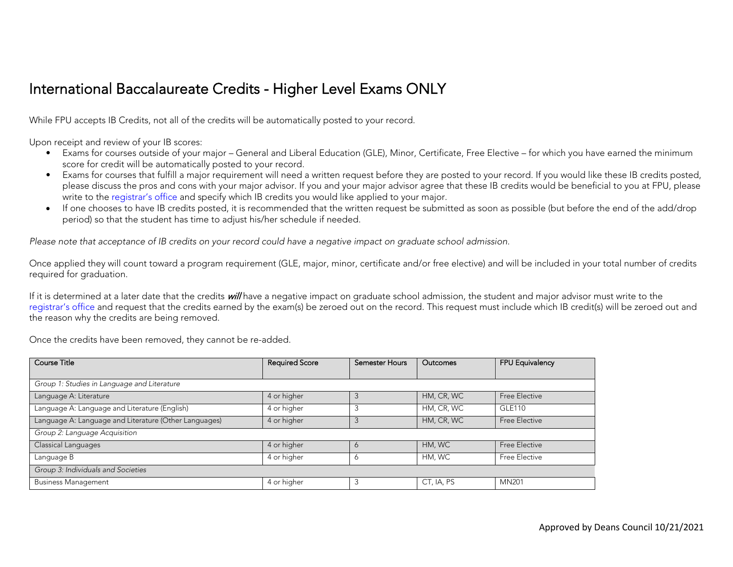# International Baccalaureate Credits - Higher Level Exams ONLY

While FPU accepts IB Credits, not all of the credits will be automatically posted to your record.

Upon receipt and review of your IB scores:

- Exams for courses outside of your major – General and Liberal Education (GLE), Minor, Certificate, Free Elective – for which you have earned the minimum score for credit will be automatically posted to your record.
- Exams for courses that fulfill a major requirement will need a written request before they are posted to your record. If you would like these IB credits posted, please discuss the pros and cons with your major advisor. If you and your major advisor agree that these IB credits would be beneficial to you at FPU, please write to the registrar's office and specify which IB credits you would like applied to your major.
- If one chooses to have IB credits posted, it is recommended that the written request be submitted as soon as possible (but before the end of the add/drop period) so that the student has time to adjust his/her schedule if needed.

*Please note that acceptance of IB credits on your record could have a negative impact on graduate school admission.*

Once applied they will count toward a program requirement (GLE, major, minor, certificate and/or free elective) and will be included in your total number of credits required for graduation.

If it is determined at a later date that the credits ***will*** have a negative impact on graduate school admission, the student and major advisor must write to the registrar's office and request that the credits earned by the exam(s) be zeroed out on the record. This request must include which IB credit(s) will be zeroed out and the reason why the credits are being removed.

Once the credits have been removed, they cannot be re-added.

| Course Title | Required Score | Semester Hours | Outcomes | FPU Equivalency |
|---|---|---|---|---|
| *Group 1: Studies in Language and Literature* | | | | |
| Language A: Literature | 4 or higher | 3 | HM, CR, WC | Free Elective |
| Language A: Language and Literature (English) | 4 or higher | 3 | HM, CR, WC | GLE110 |
| Language A: Language and Literature (Other Languages) | 4 or higher | 3 | HM, CR, WC | Free Elective |
| *Group 2: Language Acquisition* | | | | |
| Classical Languages | 4 or higher | 6 | HM, WC | Free Elective |
| Language B | 4 or higher | 6 | HM, WC | Free Elective |
| *Group 3: Individuals and Societies* | | | | |
| Business Management | 4 or higher | 3 | CT, IA, PS | MN201 |

Approved by Deans Council 10/21/2021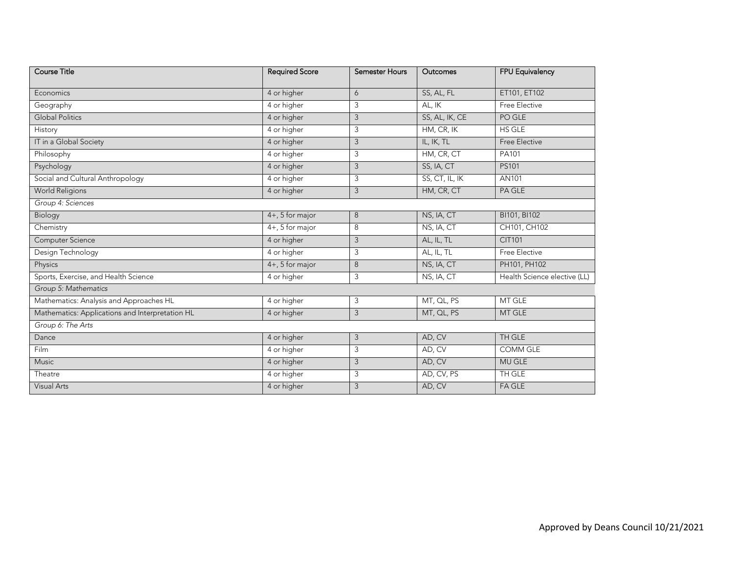| Course Title | Required Score | Semester Hours | Outcomes | FPU Equivalency |
|---|---|---|---|---|
| Economics | 4 or higher | 6 | SS, AL, FL | ET101, ET102 |
| Geography | 4 or higher | 3 | AL, IK | Free Elective |
| Global Politics | 4 or higher | 3 | SS, AL, IK, CE | PO GLE |
| History | 4 or higher | 3 | HM, CR, IK | HS GLE |
| IT in a Global Society | 4 or higher | 3 | IL, IK, TL | Free Elective |
| Philosophy | 4 or higher | 3 | HM, CR, CT | PA101 |
| Psychology | 4 or higher | 3 | SS, IA, CT | PS101 |
| Social and Cultural Anthropology | 4 or higher | 3 | SS, CT, IL, IK | AN101 |
| World Religions | 4 or higher | 3 | HM, CR, CT | PA GLE |
| *Group 4: Sciences* | | | | |
| Biology | 4+, 5 for major | 8 | NS, IA, CT | BI101, BI102 |
| Chemistry | 4+, 5 for major | 8 | NS, IA, CT | CH101, CH102 |
| Computer Science | 4 or higher | 3 | AL, IL, TL | CIT101 |
| Design Technology | 4 or higher | 3 | AL, IL, TL | Free Elective |
| Physics | 4+, 5 for major | 8 | NS, IA, CT | PH101, PH102 |
| Sports, Exercise, and Health Science | 4 or higher | 3 | NS, IA, CT | Health Science elective (LL) |
| *Group 5: Mathematics* | | | | |
| Mathematics: Analysis and Approaches HL | 4 or higher | 3 | MT, QL, PS | MT GLE |
| Mathematics: Applications and Interpretation HL | 4 or higher | 3 | MT, QL, PS | MT GLE |
| *Group 6: The Arts* | | | | |
| Dance | 4 or higher | 3 | AD, CV | TH GLE |
| Film | 4 or higher | 3 | AD, CV | COMM GLE |
| Music | 4 or higher | 3 | AD, CV | MU GLE |
| Theatre | 4 or higher | 3 | AD, CV, PS | TH GLE |
| Visual Arts | 4 or higher | 3 | AD, CV | FA GLE |

Approved by Deans Council 10/21/2021